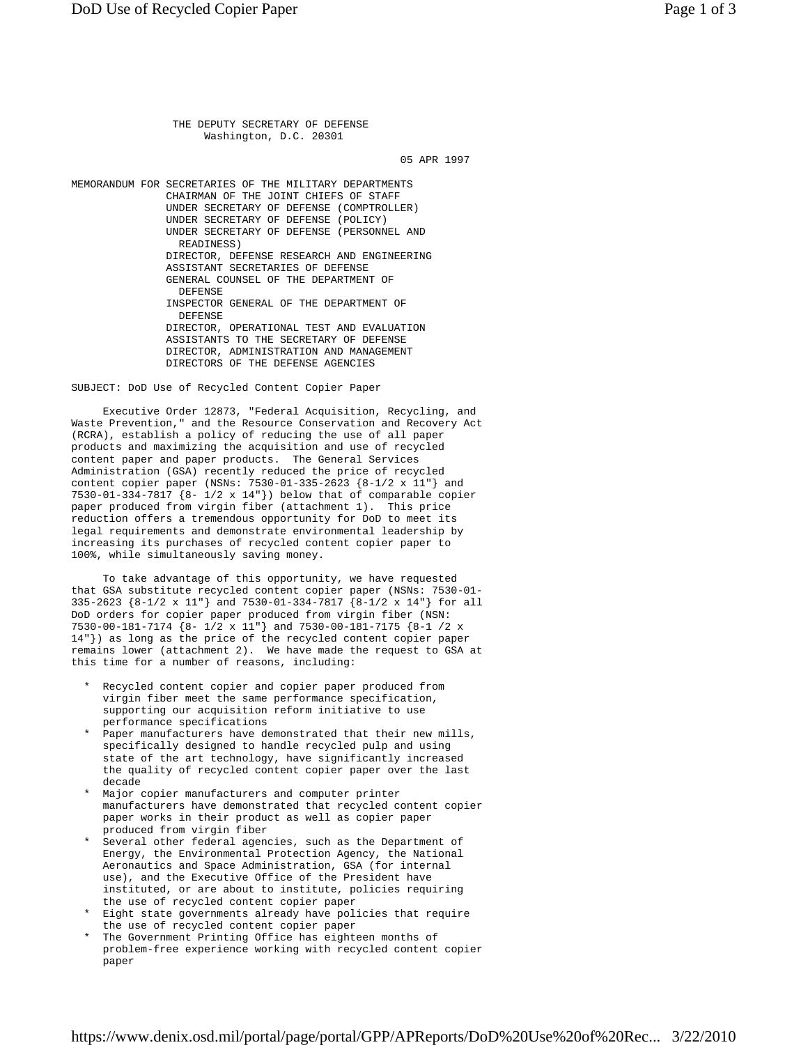THE DEPUTY SECRETARY OF DEFENSE
Washington, D.C. 20301

05 APR 1997

MEMORANDUM FOR SECRETARIES OF THE MILITARY DEPARTMENTS
CHAIRMAN OF THE JOINT CHIEFS OF STAFF
UNDER SECRETARY OF DEFENSE (COMPTROLLER)
UNDER SECRETARY OF DEFENSE (POLICY)
UNDER SECRETARY OF DEFENSE (PERSONNEL AND READINESS)
DIRECTOR, DEFENSE RESEARCH AND ENGINEERING
ASSISTANT SECRETARIES OF DEFENSE
GENERAL COUNSEL OF THE DEPARTMENT OF DEFENSE
INSPECTOR GENERAL OF THE DEPARTMENT OF DEFENSE
DIRECTOR, OPERATIONAL TEST AND EVALUATION
ASSISTANTS TO THE SECRETARY OF DEFENSE
DIRECTOR, ADMINISTRATION AND MANAGEMENT
DIRECTORS OF THE DEFENSE AGENCIES

SUBJECT: DoD Use of Recycled Content Copier Paper

Executive Order 12873, "Federal Acquisition, Recycling, and Waste Prevention," and the Resource Conservation and Recovery Act (RCRA), establish a policy of reducing the use of all paper products and maximizing the acquisition and use of recycled content paper and paper products. The General Services Administration (GSA) recently reduced the price of recycled content copier paper (NSNs: 7530-01-335-2623 {8-1/2 x 11"} and 7530-01-334-7817 {8- 1/2 x 14"}) below that of comparable copier paper produced from virgin fiber (attachment 1). This price reduction offers a tremendous opportunity for DoD to meet its legal requirements and demonstrate environmental leadership by increasing its purchases of recycled content copier paper to 100%, while simultaneously saving money.

To take advantage of this opportunity, we have requested that GSA substitute recycled content copier paper (NSNs: 7530-01-335-2623 {8-1/2 x 11"} and 7530-01-334-7817 {8-1/2 x 14"} for all DoD orders for copier paper produced from virgin fiber (NSN: 7530-00-181-7174 {8- 1/2 x 11"} and 7530-00-181-7175 {8-1 /2 x 14"}) as long as the price of the recycled content copier paper remains lower (attachment 2). We have made the request to GSA at this time for a number of reasons, including:

* Recycled content copier and copier paper produced from virgin fiber meet the same performance specification, supporting our acquisition reform initiative to use performance specifications
* Paper manufacturers have demonstrated that their new mills, specifically designed to handle recycled pulp and using state of the art technology, have significantly increased the quality of recycled content copier paper over the last decade
* Major copier manufacturers and computer printer manufacturers have demonstrated that recycled content copier paper works in their product as well as copier paper produced from virgin fiber
* Several other federal agencies, such as the Department of Energy, the Environmental Protection Agency, the National Aeronautics and Space Administration, GSA (for internal use), and the Executive Office of the President have instituted, or are about to institute, policies requiring the use of recycled content copier paper
* Eight state governments already have policies that require the use of recycled content copier paper
* The Government Printing Office has eighteen months of problem-free experience working with recycled content copier paper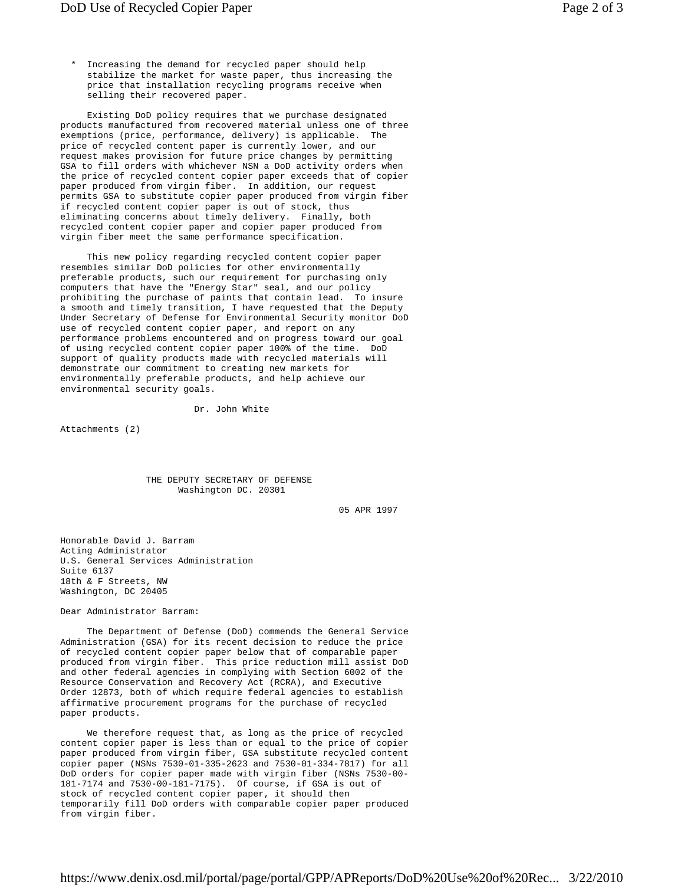* Increasing the demand for recycled paper should help stabilize the market for waste paper, thus increasing the price that installation recycling programs receive when selling their recovered paper.

Existing DoD policy requires that we purchase designated products manufactured from recovered material unless one of three exemptions (price, performance, delivery) is applicable. The price of recycled content paper is currently lower, and our request makes provision for future price changes by permitting GSA to fill orders with whichever NSN a DoD activity orders when the price of recycled content copier paper exceeds that of copier paper produced from virgin fiber. In addition, our request permits GSA to substitute copier paper produced from virgin fiber if recycled content copier paper is out of stock, thus eliminating concerns about timely delivery. Finally, both recycled content copier paper and copier paper produced from virgin fiber meet the same performance specification.

This new policy regarding recycled content copier paper resembles similar DoD policies for other environmentally preferable products, such our requirement for purchasing only computers that have the "Energy Star" seal, and our policy prohibiting the purchase of paints that contain lead. To insure a smooth and timely transition, I have requested that the Deputy Under Secretary of Defense for Environmental Security monitor DoD use of recycled content copier paper, and report on any performance problems encountered and on progress toward our goal of using recycled content copier paper 100% of the time. DoD support of quality products made with recycled materials will demonstrate our commitment to creating new markets for environmentally preferable products, and help achieve our environmental security goals.

Dr. John White

Attachments (2)

THE DEPUTY SECRETARY OF DEFENSE
Washington DC. 20301

05 APR 1997

Honorable David J. Barram
Acting Administrator
U.S. General Services Administration
Suite 6137
18th & F Streets, NW
Washington, DC 20405

Dear Administrator Barram:

The Department of Defense (DoD) commends the General Service Administration (GSA) for its recent decision to reduce the price of recycled content copier paper below that of comparable paper produced from virgin fiber. This price reduction mill assist DoD and other federal agencies in complying with Section 6002 of the Resource Conservation and Recovery Act (RCRA), and Executive Order 12873, both of which require federal agencies to establish affirmative procurement programs for the purchase of recycled paper products.

We therefore request that, as long as the price of recycled content copier paper is less than or equal to the price of copier paper produced from virgin fiber, GSA substitute recycled content copier paper (NSNs 7530-01-335-2623 and 7530-01-334-7817) for all DoD orders for copier paper made with virgin fiber (NSNs 7530-00-181-7174 and 7530-00-181-7175). Of course, if GSA is out of stock of recycled content copier paper, it should then temporarily fill DoD orders with comparable copier paper produced from virgin fiber.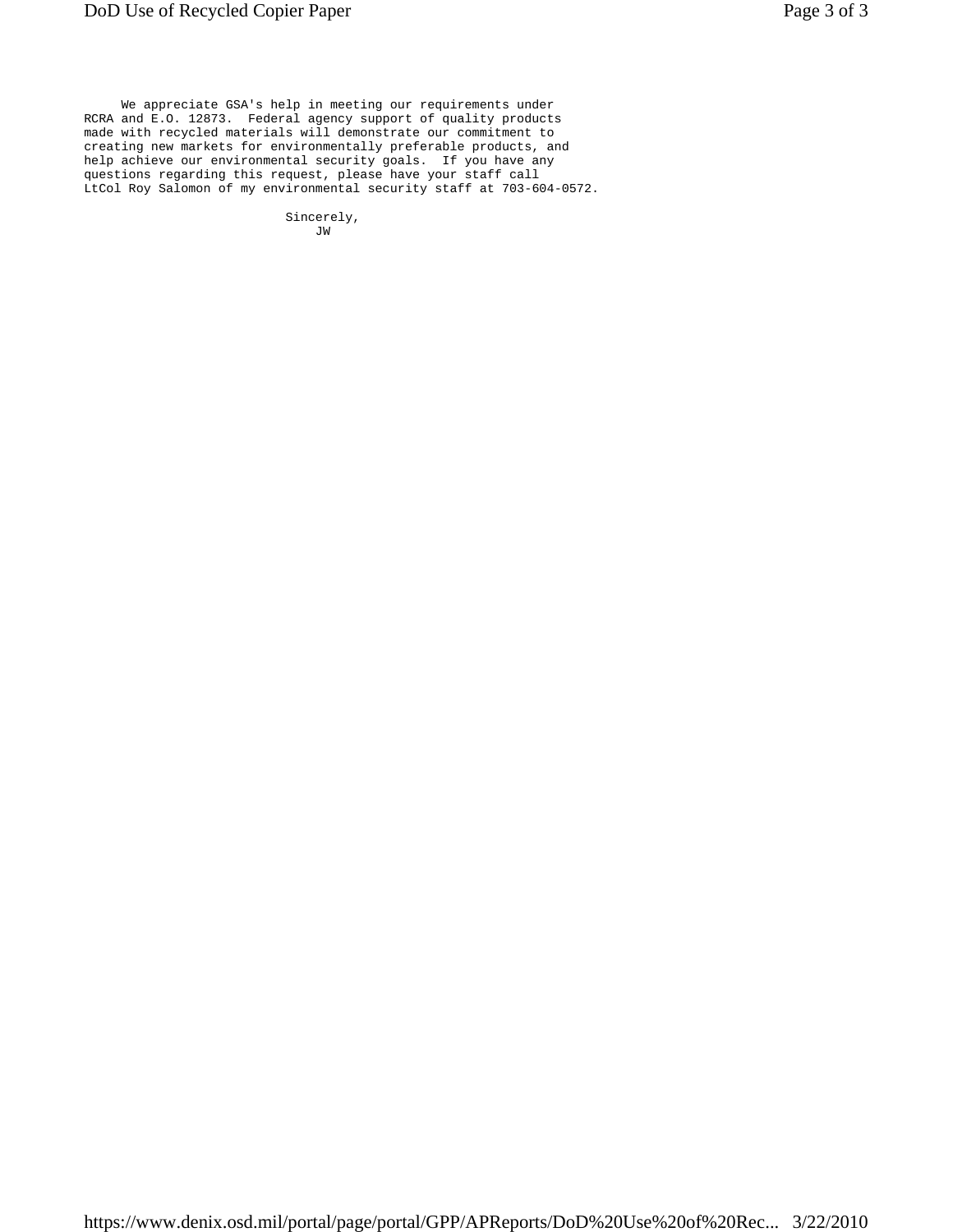We appreciate GSA's help in meeting our requirements under RCRA and E.O. 12873. Federal agency support of quality products made with recycled materials will demonstrate our commitment to creating new markets for environmentally preferable products, and help achieve our environmental security goals. If you have any questions regarding this request, please have your staff call LtCol Roy Salomon of my environmental security staff at 703-604-0572.

Sincerely,
JW